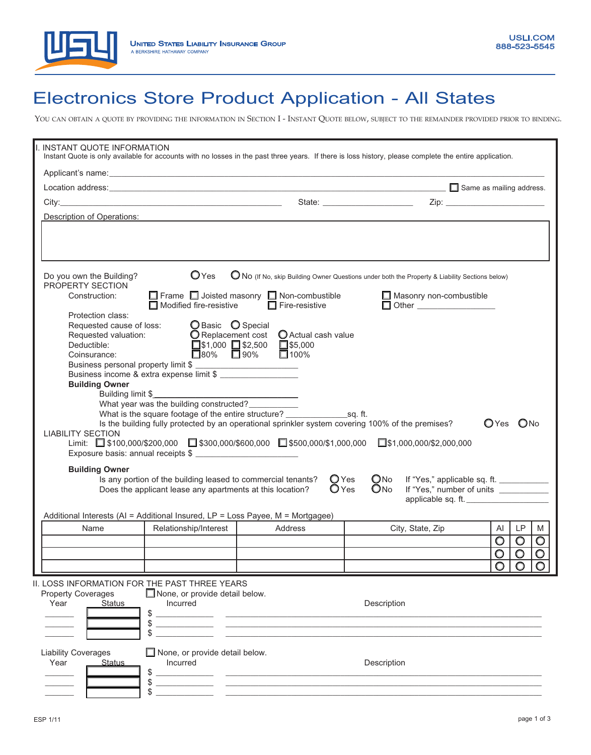UNITED STATES LIABILITY INSURANCE GROUP
A BERKSHIRE HATHAWAY COMPANY

USLI.COM
888-523-5545

# Electronics Store Product Application - All States

YOU CAN OBTAIN A QUOTE BY PROVIDING THE INFORMATION IN SECTION I - INSTANT QUOTE BELOW, SUBJECT TO THE REMAINDER PROVIDED PRIOR TO BINDING.

## I. INSTANT QUOTE INFORMATION

Instant Quote is only available for accounts with no losses in the past three years. If there is loss history, please complete the entire application.

Applicant's name: ______________________________

Location address: ______________________________ ☐ Same as mailing address.

City: ______________________ State: ______________ Zip: ______________

Description of Operations:

Do you own the Building? ○ Yes ○ No (If No, skip Building Owner Questions under both the Property & Liability Sections below)

PROPERTY SECTION

Construction: ☐ Frame ☐ Joisted masonry ☐ Non-combustible ☐ Masonry non-combustible ☐ Modified fire-resistive ☐ Fire-resistive ☐ Other ______________

Protection class:

Requested cause of loss: ○ Basic ○ Special

Requested valuation: ○ Replacement cost ○ Actual cash value

Deductible: ☐ $1,000 ☐ $2,500 ☐ $5,000

Coinsurance: ☐ 80% ☐ 90% ☐ 100%

Business personal property limit $ ______________

Business income & extra expense limit $ ______________

**Building Owner**

Building limit $ ______________

What year was the building constructed? ______________

What is the square footage of the entire structure? ______________ sq. ft.

Is the building fully protected by an operational sprinkler system covering 100% of the premises? ○ Yes ○ No

LIABILITY SECTION

Limit: ☐ $100,000/$200,000 ☐ $300,000/$600,000 ☐ $500,000/$1,000,000 ☐ $1,000,000/$2,000,000

Exposure basis: annual receipts $ ______________

**Building Owner**

Is any portion of the building leased to commercial tenants? ○ Yes ○ No If "Yes," applicable sq. ft. ______________

Does the applicant lease any apartments at this location? ○ Yes ○ No If "Yes," number of units ______________ applicable sq. ft. ______________

Additional Interests (AI = Additional Insured, LP = Loss Payee, M = Mortgagee)

| Name | Relationship/Interest | Address | City, State, Zip | AI | LP | M |
|---|---|---|---|---|---|---|
| | | | | ○ | ○ | ○ |
| | | | | ○ | ○ | ○ |
| | | | | ○ | ○ | ○ |

## II. LOSS INFORMATION FOR THE PAST THREE YEARS

Property Coverages ☐ None, or provide detail below.

| Year | Status | Incurred | Description |
|---|---|---|---|
| | | $ | |
| | | $ | |
| | | $ | |

Liability Coverages ☐ None, or provide detail below.

| Year | Status | Incurred | Description |
|---|---|---|---|
| | | $ | |
| | | $ | |
| | | $ | |

ESP 1/11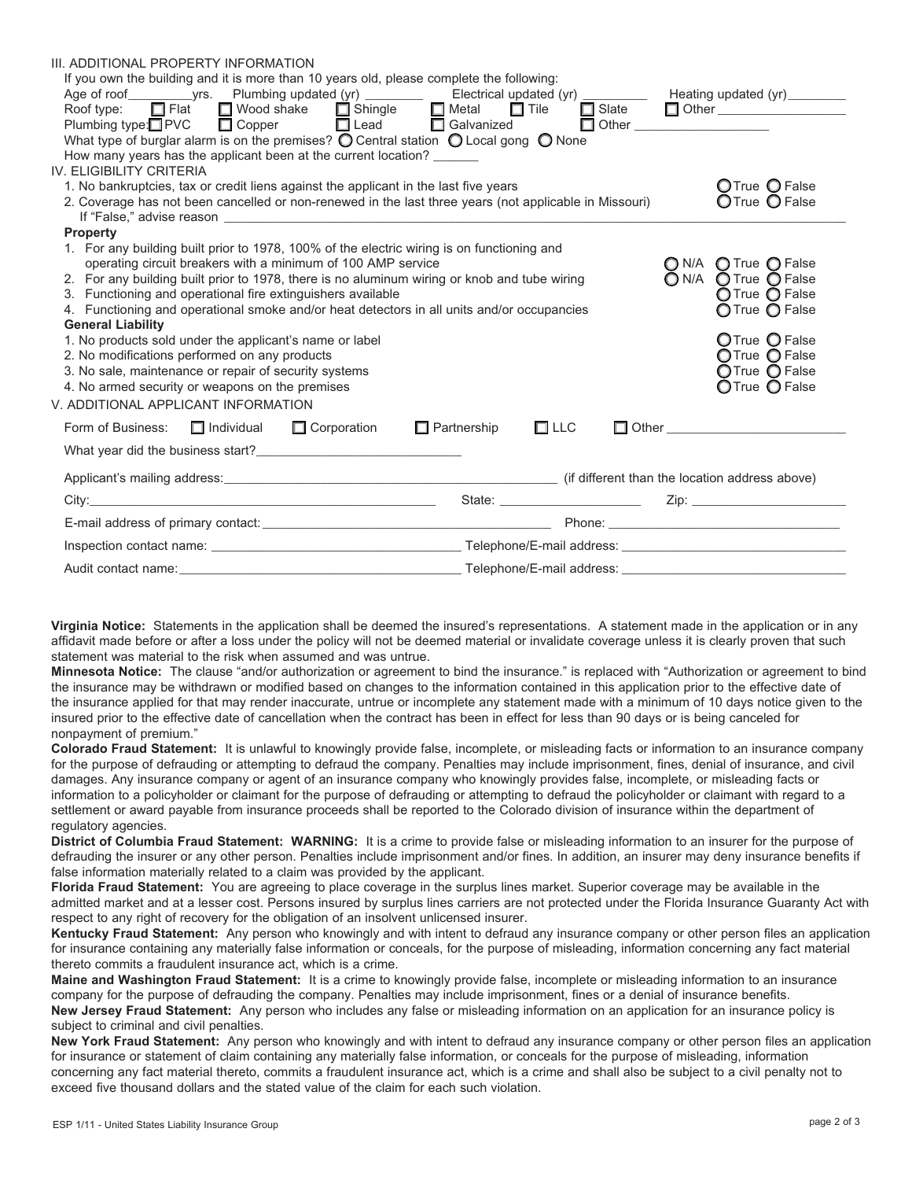## III. ADDITIONAL PROPERTY INFORMATION

If you own the building and it is more than 10 years old, please complete the following:

Age of roof_________yrs. Plumbing updated (yr) ________ Electrical updated (yr) _________ Heating updated (yr)________

Roof type: ☐ Flat ☐ Wood shake ☐ Shingle ☐ Metal ☐ Tile ☐ Slate ☐ Other ___________________

Plumbing type: ☐ PVC ☐ Copper ☐ Lead ☐ Galvanized ☐ Other ___________________

What type of burglar alarm is on the premises? ○ Central station ○ Local gong ○ None

How many years has the applicant been at the current location? ______

## IV. ELIGIBILITY CRITERIA

1. No bankruptcies, tax or credit liens against the applicant in the last five years ○ True ○ False
2. Coverage has not been cancelled or non-renewed in the last three years (not applicable in Missouri) ○ True ○ False

If "False," advise reason ___________________________________________________________

**Property**

1. For any building built prior to 1978, 100% of the electric wiring is on functioning and operating circuit breakers with a minimum of 100 AMP service ○ N/A ○ True ○ False
2. For any building built prior to 1978, there is no aluminum wiring or knob and tube wiring ○ N/A ○ True ○ False
3. Functioning and operational fire extinguishers available ○ True ○ False
4. Functioning and operational smoke and/or heat detectors in all units and/or occupancies ○ True ○ False

**General Liability**

1. No products sold under the applicant's name or label ○ True ○ False
2. No modifications performed on any products ○ True ○ False
3. No sale, maintenance or repair of security systems ○ True ○ False
4. No armed security or weapons on the premises ○ True ○ False

## V. ADDITIONAL APPLICANT INFORMATION

Form of Business: ☐ Individual ☐ Corporation ☐ Partnership ☐ LLC ☐ Other _________________________

What year did the business start?_____________________________

Applicant's mailing address:_______________________________________________ (if different than the location address above)

City:__________________________________________________ State: ____________________ Zip: ______________________

E-mail address of primary contact: ________________________________________ Phone: ________________________________

Inspection contact name: __________________________________ Telephone/E-mail address: _______________________________

Audit contact name:_______________________________________ Telephone/E-mail address: _______________________________

**Virginia Notice:** Statements in the application shall be deemed the insured's representations. A statement made in the application or in any affidavit made before or after a loss under the policy will not be deemed material or invalidate coverage unless it is clearly proven that such statement was material to the risk when assumed and was untrue.

**Minnesota Notice:** The clause "and/or authorization or agreement to bind the insurance." is replaced with "Authorization or agreement to bind the insurance may be withdrawn or modified based on changes to the information contained in this application prior to the effective date of the insurance applied for that may render inaccurate, untrue or incomplete any statement made with a minimum of 10 days notice given to the insured prior to the effective date of cancellation when the contract has been in effect for less than 90 days or is being canceled for nonpayment of premium."

**Colorado Fraud Statement:** It is unlawful to knowingly provide false, incomplete, or misleading facts or information to an insurance company for the purpose of defrauding or attempting to defraud the company. Penalties may include imprisonment, fines, denial of insurance, and civil damages. Any insurance company or agent of an insurance company who knowingly provides false, incomplete, or misleading facts or information to a policyholder or claimant for the purpose of defrauding or attempting to defraud the policyholder or claimant with regard to a settlement or award payable from insurance proceeds shall be reported to the Colorado division of insurance within the department of regulatory agencies.

**District of Columbia Fraud Statement: WARNING:** It is a crime to provide false or misleading information to an insurer for the purpose of defrauding the insurer or any other person. Penalties include imprisonment and/or fines. In addition, an insurer may deny insurance benefits if false information materially related to a claim was provided by the applicant.

**Florida Fraud Statement:** You are agreeing to place coverage in the surplus lines market. Superior coverage may be available in the admitted market and at a lesser cost. Persons insured by surplus lines carriers are not protected under the Florida Insurance Guaranty Act with respect to any right of recovery for the obligation of an insolvent unlicensed insurer.

**Kentucky Fraud Statement:** Any person who knowingly and with intent to defraud any insurance company or other person files an application for insurance containing any materially false information or conceals, for the purpose of misleading, information concerning any fact material thereto commits a fraudulent insurance act, which is a crime.

**Maine and Washington Fraud Statement:** It is a crime to knowingly provide false, incomplete or misleading information to an insurance company for the purpose of defrauding the company. Penalties may include imprisonment, fines or a denial of insurance benefits.

**New Jersey Fraud Statement:** Any person who includes any false or misleading information on an application for an insurance policy is subject to criminal and civil penalties.

**New York Fraud Statement:** Any person who knowingly and with intent to defraud any insurance company or other person files an application for insurance or statement of claim containing any materially false information, or conceals for the purpose of misleading, information concerning any fact material thereto, commits a fraudulent insurance act, which is a crime and shall also be subject to a civil penalty not to exceed five thousand dollars and the stated value of the claim for each such violation.

ESP 1/11 - United States Liability Insurance Group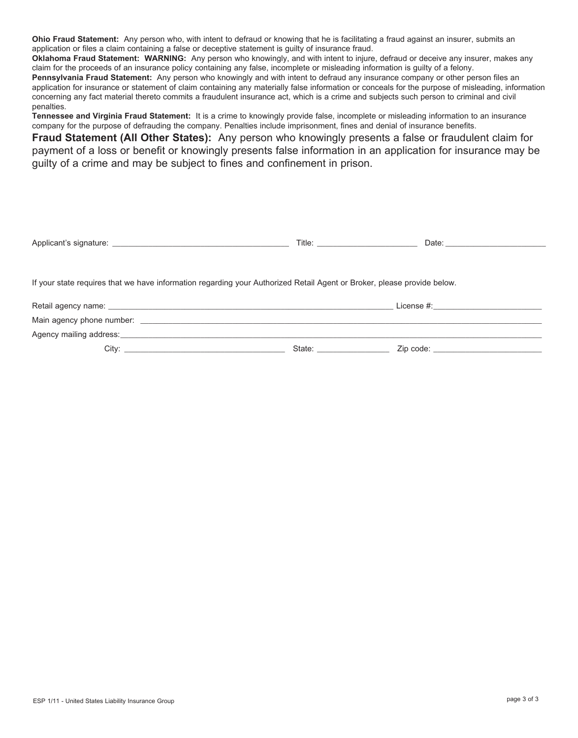**Ohio Fraud Statement:** Any person who, with intent to defraud or knowing that he is facilitating a fraud against an insurer, submits an application or files a claim containing a false or deceptive statement is guilty of insurance fraud.

**Oklahoma Fraud Statement: WARNING:** Any person who knowingly, and with intent to injure, defraud or deceive any insurer, makes any claim for the proceeds of an insurance policy containing any false, incomplete or misleading information is guilty of a felony.

**Pennsylvania Fraud Statement:** Any person who knowingly and with intent to defraud any insurance company or other person files an application for insurance or statement of claim containing any materially false information or conceals for the purpose of misleading, information concerning any fact material thereto commits a fraudulent insurance act, which is a crime and subjects such person to criminal and civil penalties.

**Tennessee and Virginia Fraud Statement:** It is a crime to knowingly provide false, incomplete or misleading information to an insurance company for the purpose of defrauding the company. Penalties include imprisonment, fines and denial of insurance benefits.

**Fraud Statement (All Other States):** Any person who knowingly presents a false or fraudulent claim for payment of a loss or benefit or knowingly presents false information in an application for insurance may be guilty of a crime and may be subject to fines and confinement in prison.

Applicant's signature: ________________________________________ Title: ______________________ Date: ______________________

If your state requires that we have information regarding your Authorized Retail Agent or Broker, please provide below.

Retail agency name: ______________________________________________________________ License #: ________________________

Main agency phone number: ____________________________________________________________________________________

Agency mailing address: _______________________________________________________________________________________

City: ____________________________________ State: ________________ Zip code: ________________________

ESP 1/11 - United States Liability Insurance Group